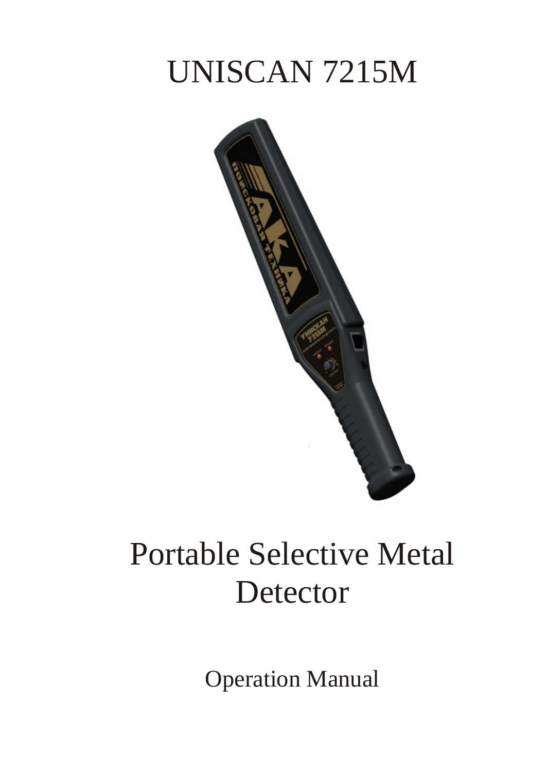# UNISCAN 7215M

# Portable Selective Metal Detector

Operation Manual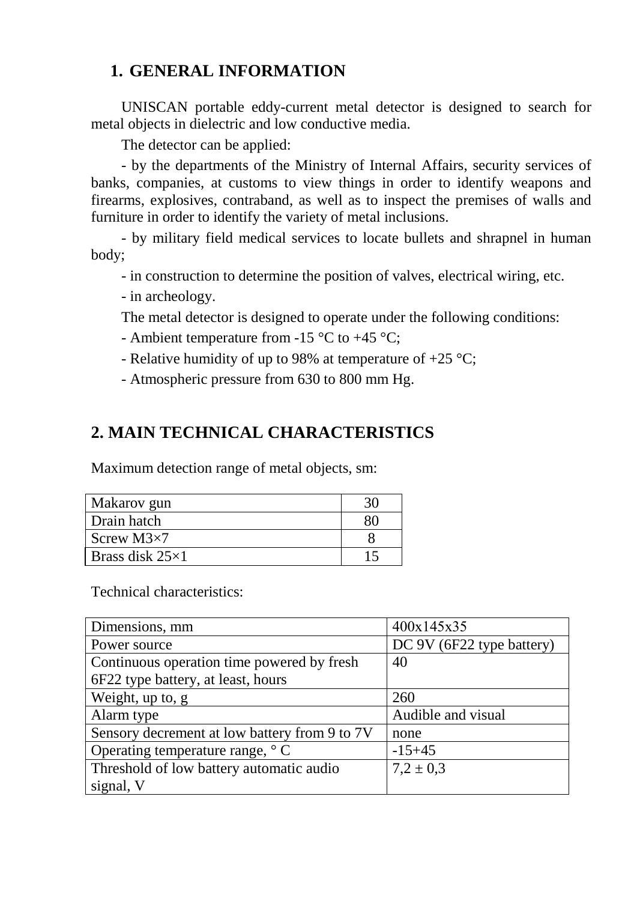## 1. GENERAL INFORMATION

UNISCAN portable eddy-current metal detector is designed to search for metal objects in dielectric and low conductive media.

The detector can be applied:

- by the departments of the Ministry of Internal Affairs, security services of banks, companies, at customs to view things in order to identify weapons and firearms, explosives, contraband, as well as to inspect the premises of walls and furniture in order to identify the variety of metal inclusions.
- by military field medical services to locate bullets and shrapnel in human body;
- in construction to determine the position of valves, electrical wiring, etc.
- in archeology.

The metal detector is designed to operate under the following conditions:

- Ambient temperature from -15 °C to +45 °C;
- Relative humidity of up to 98% at temperature of +25 °C;
- Atmospheric pressure from 630 to 800 mm Hg.

## 2. MAIN TECHNICAL CHARACTERISTICS

Maximum detection range of metal objects, sm:

| | |
|---|---|
| Makarov gun | 30 |
| Drain hatch | 80 |
| Screw M3×7 | 8 |
| Brass disk 25×1 | 15 |

Technical characteristics:

| | |
|---|---|
| Dimensions, mm | 400x145x35 |
| Power source | DC 9V (6F22 type battery) |
| Continuous operation time powered by fresh 6F22 type battery, at least, hours | 40 |
| Weight, up to, g | 260 |
| Alarm type | Audible and visual |
| Sensory decrement at low battery from 9 to 7V | none |
| Operating temperature range, ° C | -15+45 |
| Threshold of low battery automatic audio signal, V | 7,2 ± 0,3 |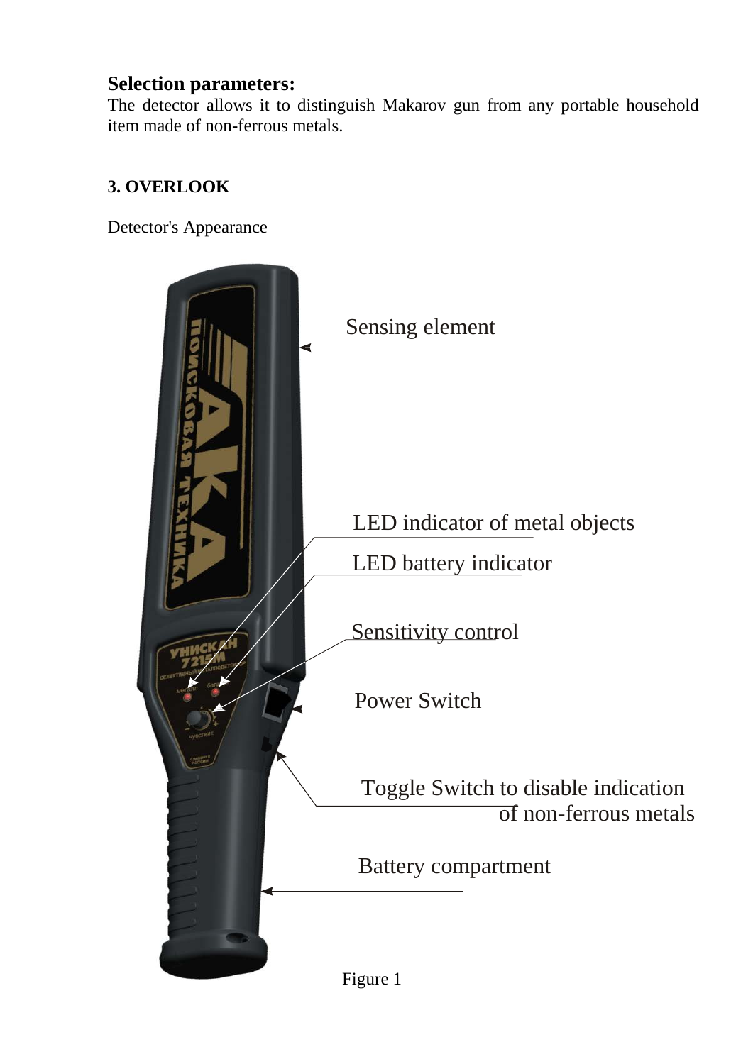**Selection parameters:**

The detector allows it to distinguish Makarov gun from any portable household item made of non-ferrous metals.

### 3. OVERLOOK

Detector's Appearance

Sensing element

LED indicator of metal objects

LED battery indicator

Sensitivity control

Power Switch

Toggle Switch to disable indication of non-ferrous metals

Battery compartment

Figure 1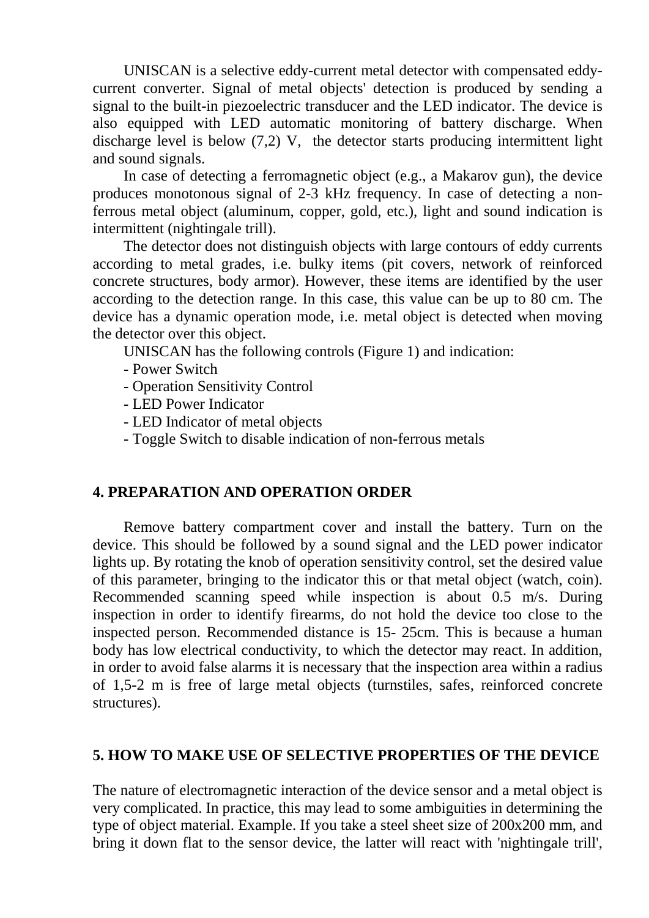UNISCAN is a selective eddy-current metal detector with compensated eddy-current converter. Signal of metal objects' detection is produced by sending a signal to the built-in piezoelectric transducer and the LED indicator. The device is also equipped with LED automatic monitoring of battery discharge. When discharge level is below (7,2) V, the detector starts producing intermittent light and sound signals.

In case of detecting a ferromagnetic object (e.g., a Makarov gun), the device produces monotonous signal of 2-3 kHz frequency. In case of detecting a non-ferrous metal object (aluminum, copper, gold, etc.), light and sound indication is intermittent (nightingale trill).

The detector does not distinguish objects with large contours of eddy currents according to metal grades, i.e. bulky items (pit covers, network of reinforced concrete structures, body armor). However, these items are identified by the user according to the detection range. In this case, this value can be up to 80 cm. The device has a dynamic operation mode, i.e. metal object is detected when moving the detector over this object.

UNISCAN has the following controls (Figure 1) and indication:

- Power Switch
- Operation Sensitivity Control
- LED Power Indicator
- LED Indicator of metal objects
- Toggle Switch to disable indication of non-ferrous metals

## 4. PREPARATION AND OPERATION ORDER

Remove battery compartment cover and install the battery. Turn on the device. This should be followed by a sound signal and the LED power indicator lights up. By rotating the knob of operation sensitivity control, set the desired value of this parameter, bringing to the indicator this or that metal object (watch, coin). Recommended scanning speed while inspection is about 0.5 m/s. During inspection in order to identify firearms, do not hold the device too close to the inspected person. Recommended distance is 15- 25cm. This is because a human body has low electrical conductivity, to which the detector may react. In addition, in order to avoid false alarms it is necessary that the inspection area within a radius of 1,5-2 m is free of large metal objects (turnstiles, safes, reinforced concrete structures).

## 5. HOW TO MAKE USE OF SELECTIVE PROPERTIES OF THE DEVICE

The nature of electromagnetic interaction of the device sensor and a metal object is very complicated. In practice, this may lead to some ambiguities in determining the type of object material. Example. If you take a steel sheet size of 200x200 mm, and bring it down flat to the sensor device, the latter will react with 'nightingale trill',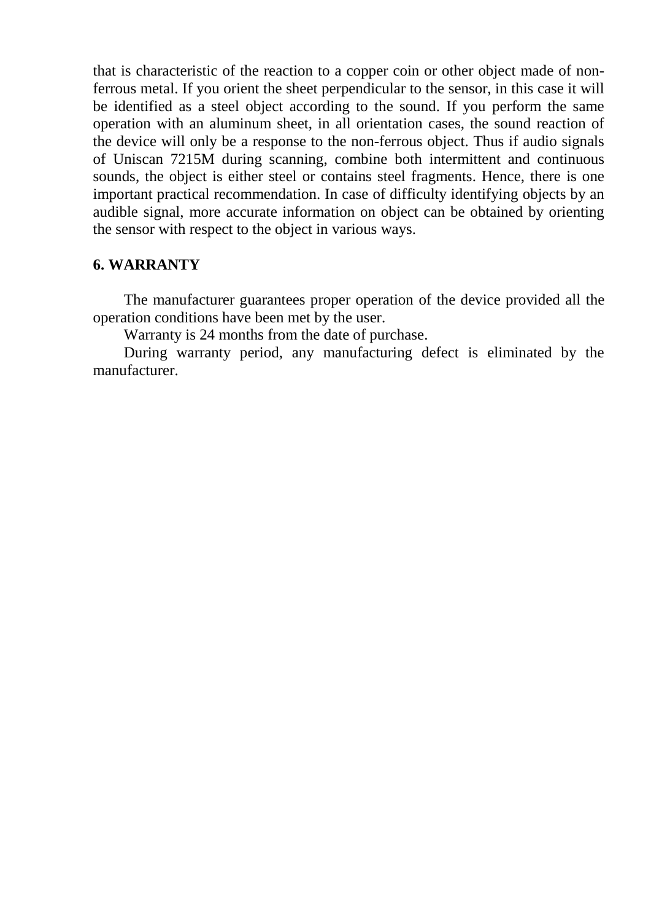that is characteristic of the reaction to a copper coin or other object made of non-ferrous metal. If you orient the sheet perpendicular to the sensor, in this case it will be identified as a steel object according to the sound. If you perform the same operation with an aluminum sheet, in all orientation cases, the sound reaction of the device will only be a response to the non-ferrous object. Thus if audio signals of Uniscan 7215M during scanning, combine both intermittent and continuous sounds, the object is either steel or contains steel fragments. Hence, there is one important practical recommendation. In case of difficulty identifying objects by an audible signal, more accurate information on object can be obtained by orienting the sensor with respect to the object in various ways.

## 6. WARRANTY

The manufacturer guarantees proper operation of the device provided all the operation conditions have been met by the user.

Warranty is 24 months from the date of purchase.

During warranty period, any manufacturing defect is eliminated by the manufacturer.